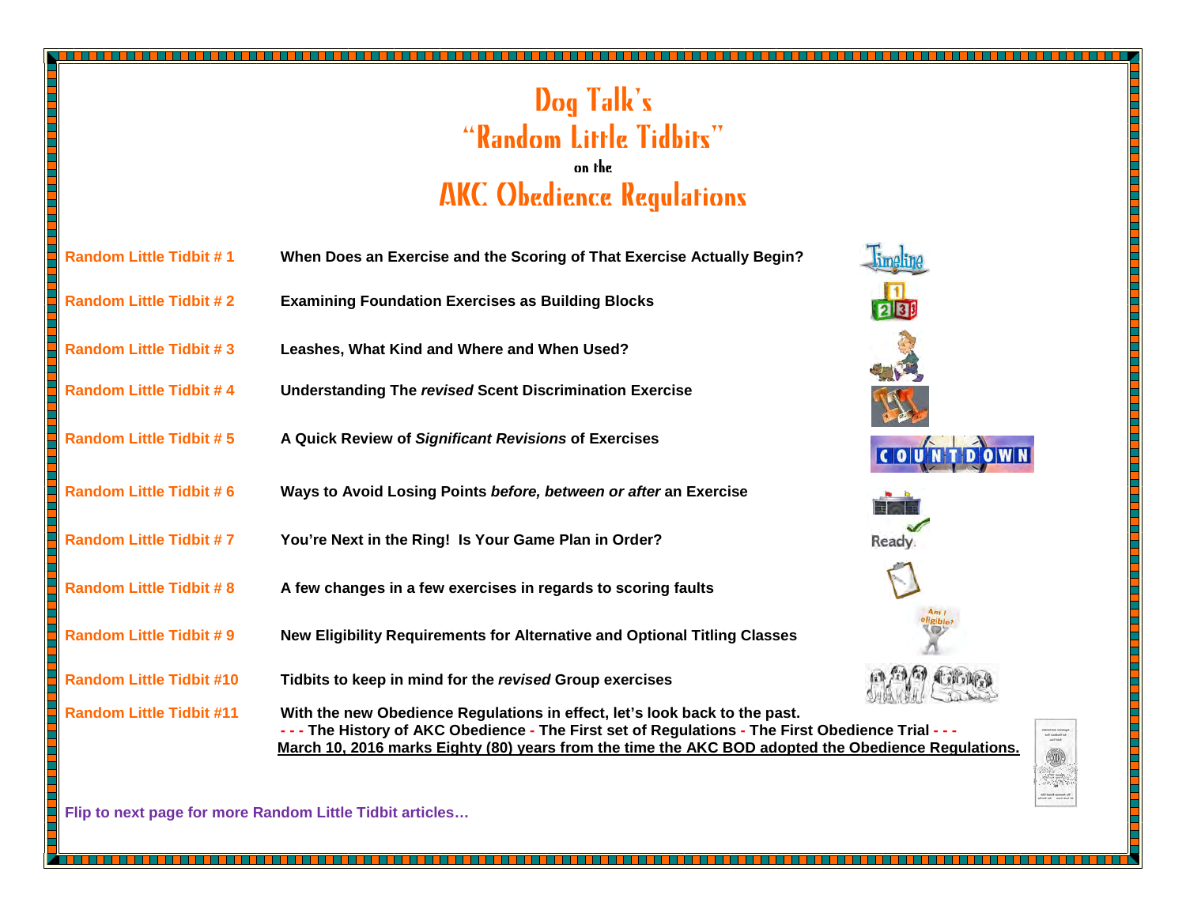# Dog Talk's
# "Random Little Tidbits"
on the
# AKC Obedience Regulations

**Random Little Tidbit # 1** — **When Does an Exercise and the Scoring of That Exercise Actually Begin?**

**Random Little Tidbit # 2** — **Examining Foundation Exercises as Building Blocks**

**Random Little Tidbit # 3** — **Leashes, What Kind and Where and When Used?**

**Random Little Tidbit # 4** — **Understanding The *revised* Scent Discrimination Exercise**

**Random Little Tidbit # 5** — **A Quick Review of *Significant Revisions* of Exercises**

**Random Little Tidbit # 6** — **Ways to Avoid Losing Points *before, between or after* an Exercise**

**Random Little Tidbit # 7** — **You're Next in the Ring! Is Your Game Plan in Order?**

**Random Little Tidbit # 8** — **A few changes in a few exercises in regards to scoring faults**

**Random Little Tidbit # 9** — **New Eligibility Requirements for Alternative and Optional Titling Classes**

**Random Little Tidbit #10** — **Tidbits to keep in mind for the *revised* Group exercises**

**Random Little Tidbit #11** — **With the new Obedience Regulations in effect, let's look back to the past.**
**- - - The History of AKC Obedience - The First set of Regulations - The First Obedience Trial - - -**
**March 10, 2016 marks Eighty (80) years from the time the AKC BOD adopted the Obedience Regulations.**

**Flip to next page for more Random Little Tidbit articles…**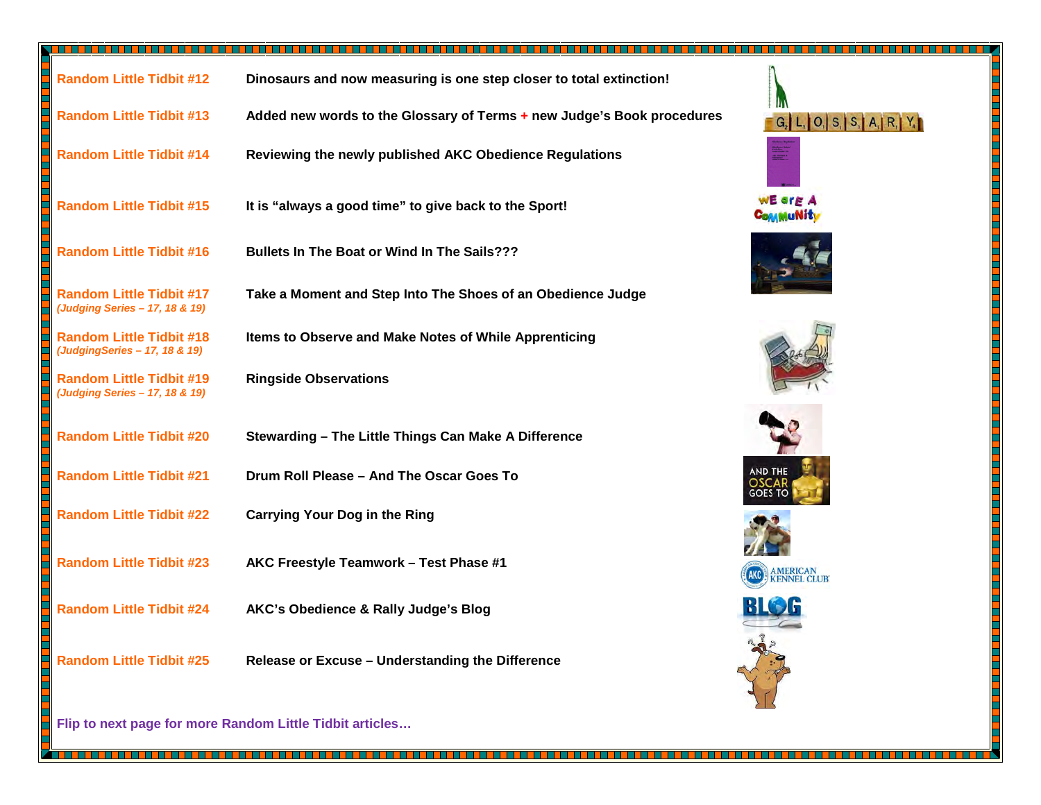| | |
|---|---|
| **Random Little Tidbit #12** | **Dinosaurs and now measuring is one step closer to total extinction!** |
| **Random Little Tidbit #13** | **Added new words to the Glossary of Terms + new Judge's Book procedures** |
| **Random Little Tidbit #14** | **Reviewing the newly published AKC Obedience Regulations** |
| **Random Little Tidbit #15** | **It is "always a good time" to give back to the Sport!** |
| **Random Little Tidbit #16** | **Bullets In The Boat or Wind In The Sails???** |
| **Random Little Tidbit #17** *(Judging Series – 17, 18 & 19)* | **Take a Moment and Step Into The Shoes of an Obedience Judge** |
| **Random Little Tidbit #18** *(JudgingSeries – 17, 18 & 19)* | **Items to Observe and Make Notes of While Apprenticing** |
| **Random Little Tidbit #19** *(Judging Series – 17, 18 & 19)* | **Ringside Observations** |
| **Random Little Tidbit #20** | **Stewarding – The Little Things Can Make A Difference** |
| **Random Little Tidbit #21** | **Drum Roll Please – And The Oscar Goes To** |
| **Random Little Tidbit #22** | **Carrying Your Dog in the Ring** |
| **Random Little Tidbit #23** | **AKC Freestyle Teamwork – Test Phase #1** |
| **Random Little Tidbit #24** | **AKC's Obedience & Rally Judge's Blog** |
| **Random Little Tidbit #25** | **Release or Excuse – Understanding the Difference** |

**Flip to next page for more Random Little Tidbit articles…**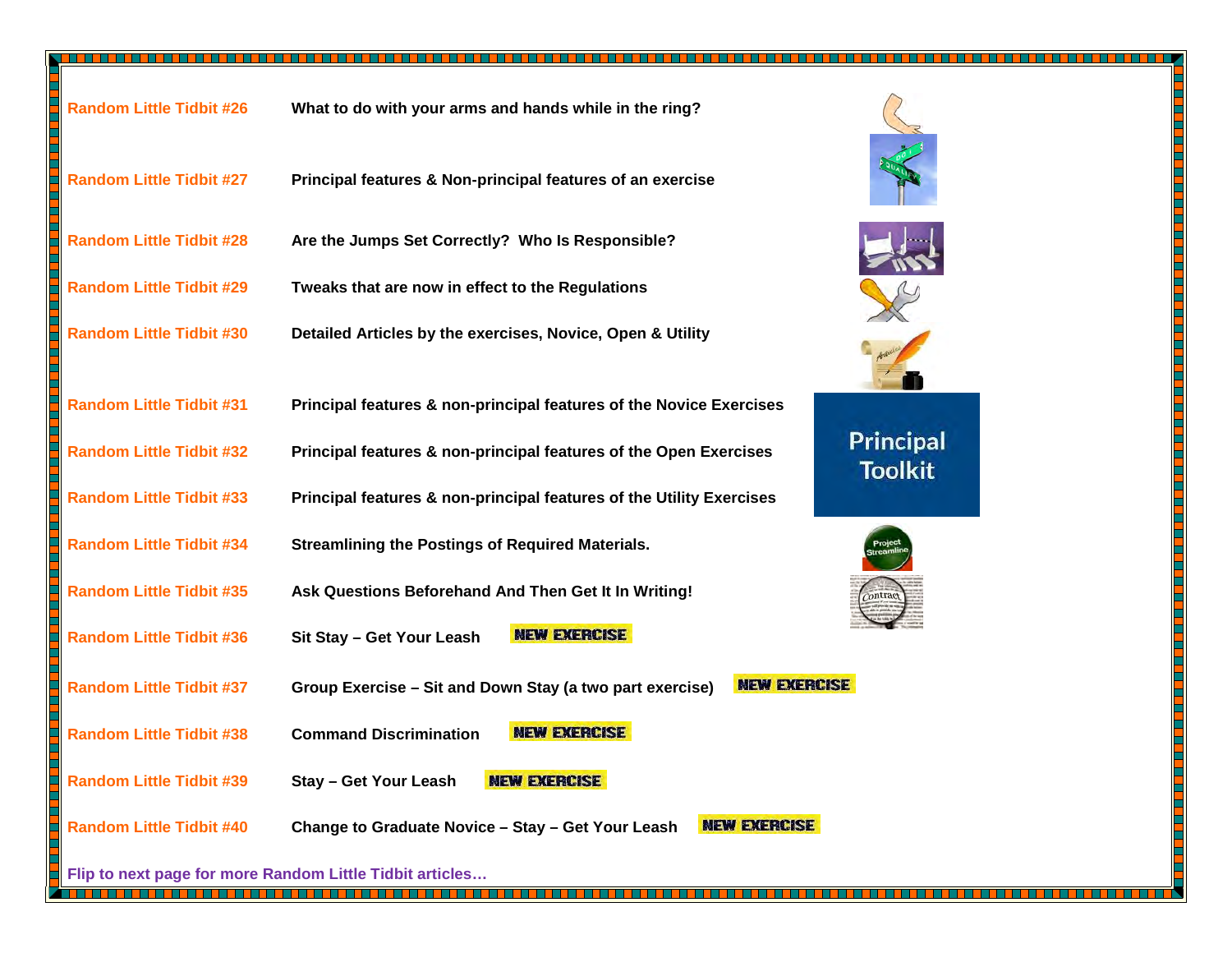| | |
|---|---|
| **Random Little Tidbit #26** | **What to do with your arms and hands while in the ring?** |
| **Random Little Tidbit #27** | **Principal features & Non-principal features of an exercise** |
| **Random Little Tidbit #28** | **Are the Jumps Set Correctly? Who Is Responsible?** |
| **Random Little Tidbit #29** | **Tweaks that are now in effect to the Regulations** |
| **Random Little Tidbit #30** | **Detailed Articles by the exercises, Novice, Open & Utility** |
| **Random Little Tidbit #31** | **Principal features & non-principal features of the Novice Exercises** |
| **Random Little Tidbit #32** | **Principal features & non-principal features of the Open Exercises** |
| **Random Little Tidbit #33** | **Principal features & non-principal features of the Utility Exercises** |
| **Random Little Tidbit #34** | **Streamlining the Postings of Required Materials.** |
| **Random Little Tidbit #35** | **Ask Questions Beforehand And Then Get It In Writing!** |
| **Random Little Tidbit #36** | **Sit Stay – Get Your Leash** NEW EXERCISE |
| **Random Little Tidbit #37** | **Group Exercise – Sit and Down Stay (a two part exercise)** NEW EXERCISE |
| **Random Little Tidbit #38** | **Command Discrimination** NEW EXERCISE |
| **Random Little Tidbit #39** | **Stay – Get Your Leash** NEW EXERCISE |
| **Random Little Tidbit #40** | **Change to Graduate Novice – Stay – Get Your Leash** NEW EXERCISE |

**Flip to next page for more Random Little Tidbit articles…**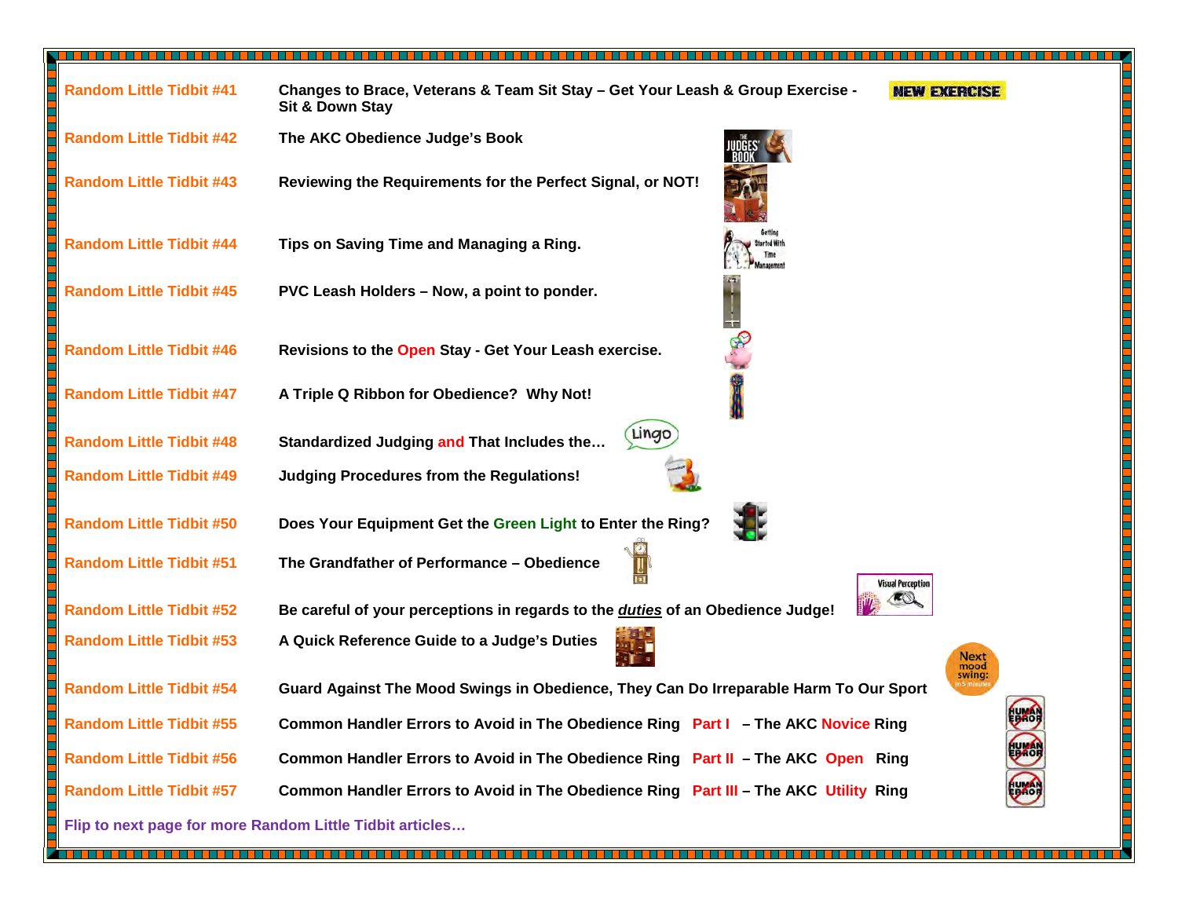**Random Little Tidbit #41** — **Changes to Brace, Veterans & Team Sit Stay – Get Your Leash & Group Exercise - Sit & Down Stay** NEW EXERCISE

**Random Little Tidbit #42** — **The AKC Obedience Judge's Book**

**Random Little Tidbit #43** — **Reviewing the Requirements for the Perfect Signal, or NOT!**

**Random Little Tidbit #44** — **Tips on Saving Time and Managing a Ring.**

**Random Little Tidbit #45** — **PVC Leash Holders – Now, a point to ponder.**

**Random Little Tidbit #46** — **Revisions to the Open Stay - Get Your Leash exercise.**

**Random Little Tidbit #47** — **A Triple Q Ribbon for Obedience? Why Not!**

**Random Little Tidbit #48** — **Standardized Judging and That Includes the…**

**Random Little Tidbit #49** — **Judging Procedures from the Regulations!**

**Random Little Tidbit #50** — **Does Your Equipment Get the Green Light to Enter the Ring?**

**Random Little Tidbit #51** — **The Grandfather of Performance – Obedience**

**Random Little Tidbit #52** — **Be careful of your perceptions in regards to the *duties* of an Obedience Judge!**

**Random Little Tidbit #53** — **A Quick Reference Guide to a Judge's Duties**

**Random Little Tidbit #54** — **Guard Against The Mood Swings in Obedience, They Can Do Irreparable Harm To Our Sport**

**Random Little Tidbit #55** — **Common Handler Errors to Avoid in The Obedience Ring Part I – The AKC Novice Ring**

**Random Little Tidbit #56** — **Common Handler Errors to Avoid in The Obedience Ring Part II – The AKC Open Ring**

**Random Little Tidbit #57** — **Common Handler Errors to Avoid in The Obedience Ring Part III – The AKC Utility Ring**

**Flip to next page for more Random Little Tidbit articles…**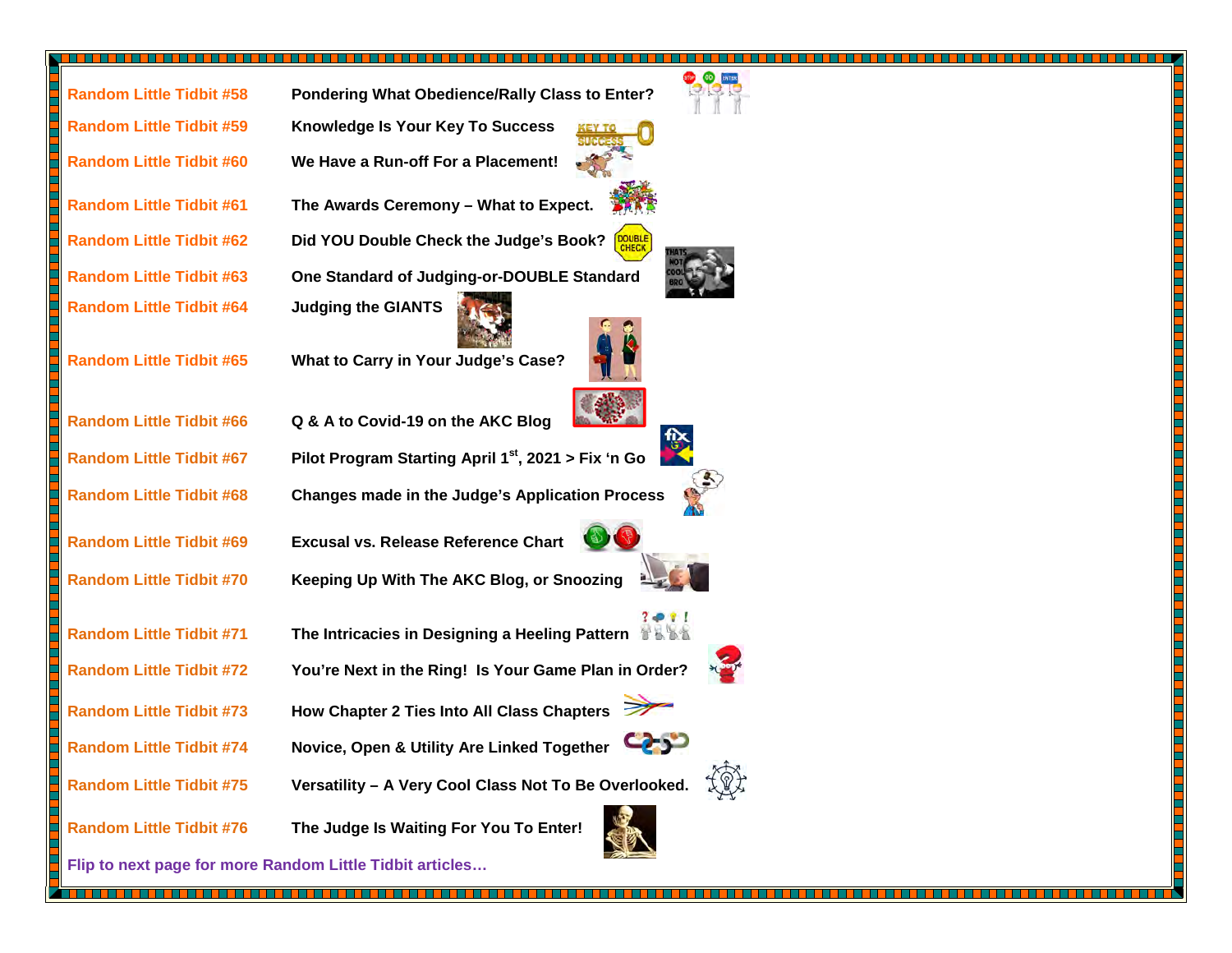| | |
|---|---|
| Random Little Tidbit #58 | Pondering What Obedience/Rally Class to Enter? |
| Random Little Tidbit #59 | Knowledge Is Your Key To Success |
| Random Little Tidbit #60 | We Have a Run-off For a Placement! |
| Random Little Tidbit #61 | The Awards Ceremony – What to Expect. |
| Random Little Tidbit #62 | Did YOU Double Check the Judge's Book? |
| Random Little Tidbit #63 | One Standard of Judging-or-DOUBLE Standard |
| Random Little Tidbit #64 | Judging the GIANTS |
| Random Little Tidbit #65 | What to Carry in Your Judge's Case? |
| Random Little Tidbit #66 | Q & A to Covid-19 on the AKC Blog |
| Random Little Tidbit #67 | Pilot Program Starting April 1st, 2021 > Fix 'n Go |
| Random Little Tidbit #68 | Changes made in the Judge's Application Process |
| Random Little Tidbit #69 | Excusal vs. Release Reference Chart |
| Random Little Tidbit #70 | Keeping Up With The AKC Blog, or Snoozing |
| Random Little Tidbit #71 | The Intricacies in Designing a Heeling Pattern |
| Random Little Tidbit #72 | You're Next in the Ring! Is Your Game Plan in Order? |
| Random Little Tidbit #73 | How Chapter 2 Ties Into All Class Chapters |
| Random Little Tidbit #74 | Novice, Open & Utility Are Linked Together |
| Random Little Tidbit #75 | Versatility – A Very Cool Class Not To Be Overlooked. |
| Random Little Tidbit #76 | The Judge Is Waiting For You To Enter! |

Flip to next page for more Random Little Tidbit articles…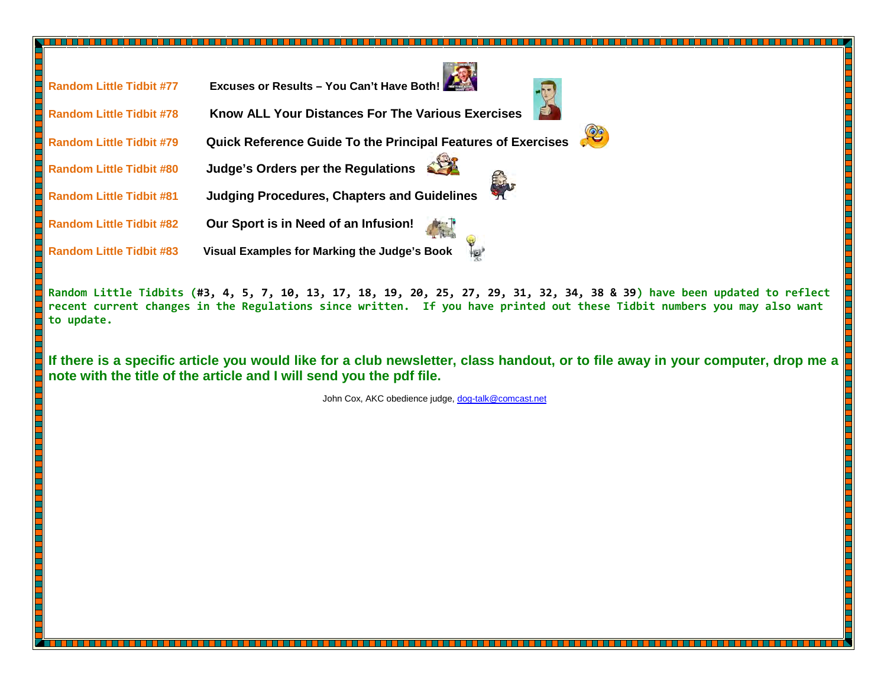**Random Little Tidbit #77** **Excuses or Results – You Can't Have Both!**

**Random Little Tidbit #78** **Know ALL Your Distances For The Various Exercises**

**Random Little Tidbit #79** **Quick Reference Guide To the Principal Features of Exercises**

**Random Little Tidbit #80** **Judge's Orders per the Regulations**

**Random Little Tidbit #81** **Judging Procedures, Chapters and Guidelines**

**Random Little Tidbit #82** **Our Sport is in Need of an Infusion!**

**Random Little Tidbit #83** **Visual Examples for Marking the Judge's Book**

**Random Little Tidbits (#3, 4, 5, 7, 10, 13, 17, 18, 19, 20, 25, 27, 29, 31, 32, 34, 38 & 39) have been updated to reflect recent current changes in the Regulations since written. If you have printed out these Tidbit numbers you may also want to update.**

**If there is a specific article you would like for a club newsletter, class handout, or to file away in your computer, drop me a note with the title of the article and I will send you the pdf file.**

John Cox, AKC obedience judge, dog-talk@comcast.net